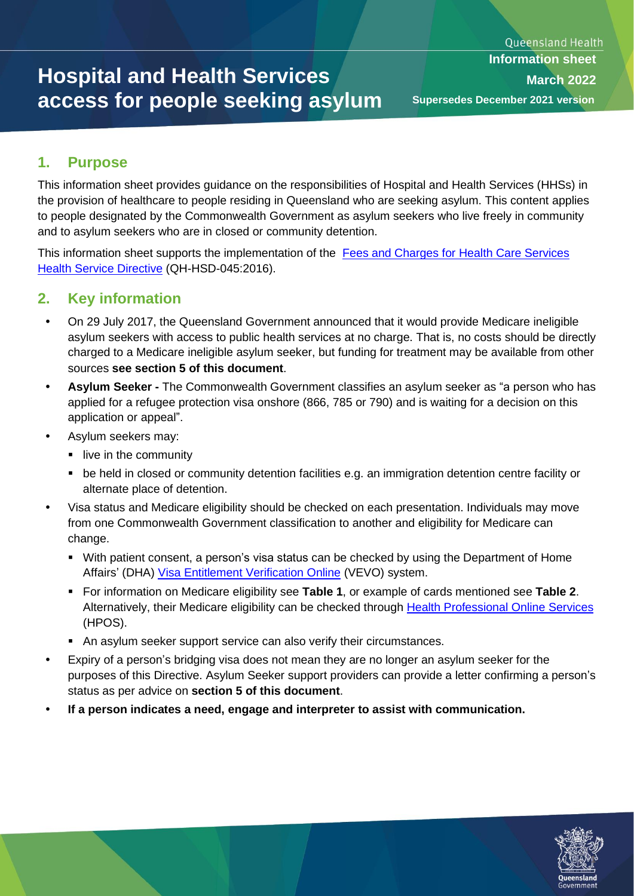Queensland Health

**Information sheet**

**March 2022**

**Supersedes December 2021 version**

# Hospital and Health Services access for people seeking asylum

## 1. Purpose

This information sheet provides guidance on the responsibilities of Hospital and Health Services (HHSs) in the provision of healthcare to people residing in Queensland who are seeking asylum. This content applies to people designated by the Commonwealth Government as asylum seekers who live freely in community and to asylum seekers who are in closed or community detention.

This information sheet supports the implementation of the Fees and Charges for Health Care Services Health Service Directive (QH-HSD-045:2016).

## 2. Key information

- On 29 July 2017, the Queensland Government announced that it would provide Medicare ineligible asylum seekers with access to public health services at no charge. That is, no costs should be directly charged to a Medicare ineligible asylum seeker, but funding for treatment may be available from other sources **see section 5 of this document**.
- **Asylum Seeker -** The Commonwealth Government classifies an asylum seeker as "a person who has applied for a refugee protection visa onshore (866, 785 or 790) and is waiting for a decision on this application or appeal".
- Asylum seekers may:
  - live in the community
  - be held in closed or community detention facilities e.g. an immigration detention centre facility or alternate place of detention.
- Visa status and Medicare eligibility should be checked on each presentation. Individuals may move from one Commonwealth Government classification to another and eligibility for Medicare can change.
  - With patient consent, a person's visa status can be checked by using the Department of Home Affairs' (DHA) Visa Entitlement Verification Online (VEVO) system.
  - For information on Medicare eligibility see **Table 1**, or example of cards mentioned see **Table 2**. Alternatively, their Medicare eligibility can be checked through Health Professional Online Services (HPOS).
  - An asylum seeker support service can also verify their circumstances.
- Expiry of a person's bridging visa does not mean they are no longer an asylum seeker for the purposes of this Directive. Asylum Seeker support providers can provide a letter confirming a person's status as per advice on **section 5 of this document**.
- **If a person indicates a need, engage and interpreter to assist with communication.**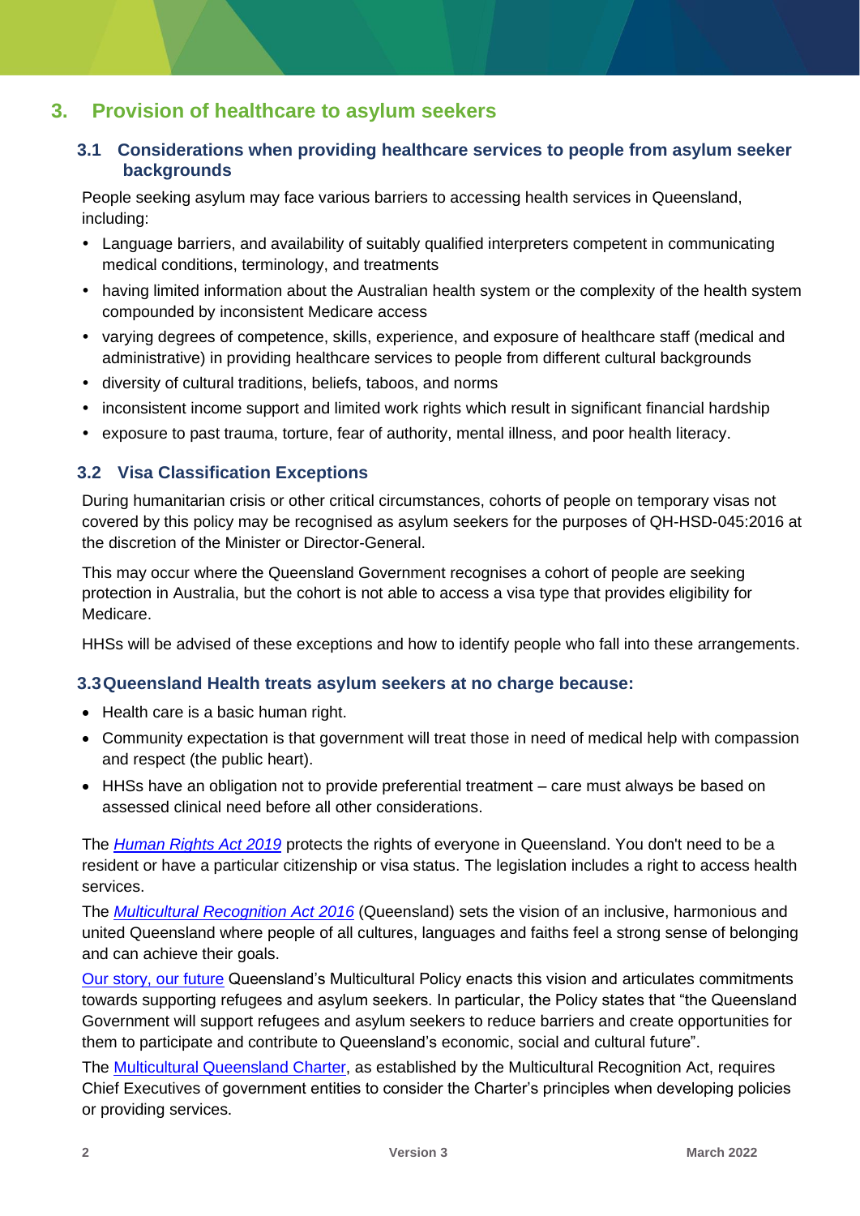# 3. Provision of healthcare to asylum seekers

## 3.1 Considerations when providing healthcare services to people from asylum seeker backgrounds

People seeking asylum may face various barriers to accessing health services in Queensland, including:

- Language barriers, and availability of suitably qualified interpreters competent in communicating medical conditions, terminology, and treatments
- having limited information about the Australian health system or the complexity of the health system compounded by inconsistent Medicare access
- varying degrees of competence, skills, experience, and exposure of healthcare staff (medical and administrative) in providing healthcare services to people from different cultural backgrounds
- diversity of cultural traditions, beliefs, taboos, and norms
- inconsistent income support and limited work rights which result in significant financial hardship
- exposure to past trauma, torture, fear of authority, mental illness, and poor health literacy.

## 3.2 Visa Classification Exceptions

During humanitarian crisis or other critical circumstances, cohorts of people on temporary visas not covered by this policy may be recognised as asylum seekers for the purposes of QH-HSD-045:2016 at the discretion of the Minister or Director-General.

This may occur where the Queensland Government recognises a cohort of people are seeking protection in Australia, but the cohort is not able to access a visa type that provides eligibility for Medicare.

HHSs will be advised of these exceptions and how to identify people who fall into these arrangements.

## 3.3 Queensland Health treats asylum seekers at no charge because:

- Health care is a basic human right.
- Community expectation is that government will treat those in need of medical help with compassion and respect (the public heart).
- HHSs have an obligation not to provide preferential treatment – care must always be based on assessed clinical need before all other considerations.

The *Human Rights Act 2019* protects the rights of everyone in Queensland. You don't need to be a resident or have a particular citizenship or visa status. The legislation includes a right to access health services.

The *Multicultural Recognition Act 2016* (Queensland) sets the vision of an inclusive, harmonious and united Queensland where people of all cultures, languages and faiths feel a strong sense of belonging and can achieve their goals.

Our story, our future Queensland's Multicultural Policy enacts this vision and articulates commitments towards supporting refugees and asylum seekers. In particular, the Policy states that "the Queensland Government will support refugees and asylum seekers to reduce barriers and create opportunities for them to participate and contribute to Queensland's economic, social and cultural future".

The Multicultural Queensland Charter, as established by the Multicultural Recognition Act, requires Chief Executives of government entities to consider the Charter's principles when developing policies or providing services.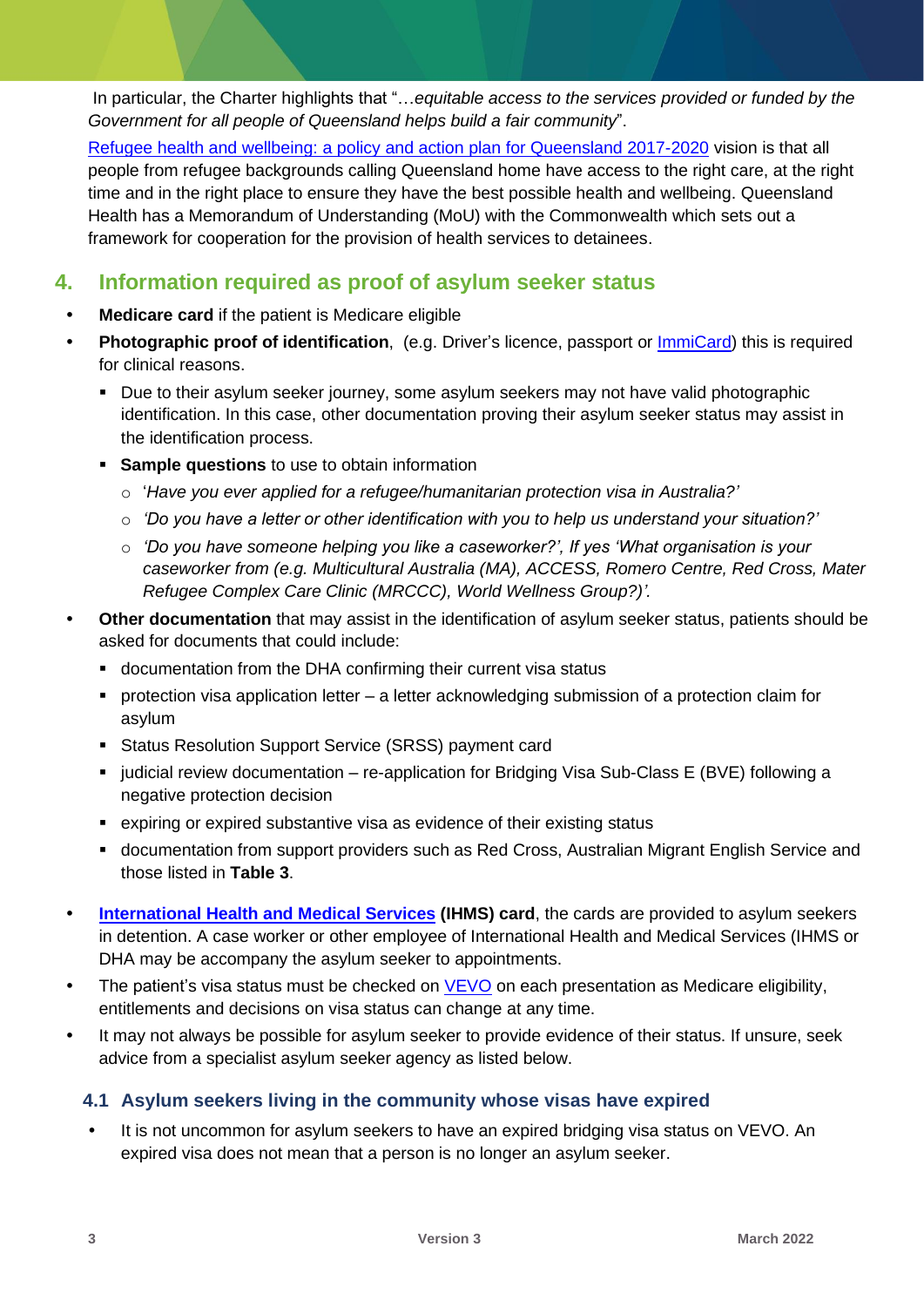In particular, the Charter highlights that "…*equitable access to the services provided or funded by the Government for all people of Queensland helps build a fair community*".

Refugee health and wellbeing: a policy and action plan for Queensland 2017-2020 vision is that all people from refugee backgrounds calling Queensland home have access to the right care, at the right time and in the right place to ensure they have the best possible health and wellbeing. Queensland Health has a Memorandum of Understanding (MoU) with the Commonwealth which sets out a framework for cooperation for the provision of health services to detainees.

## 4. Information required as proof of asylum seeker status

- **Medicare card** if the patient is Medicare eligible
- **Photographic proof of identification**, (e.g. Driver's licence, passport or ImmiCard) this is required for clinical reasons.
  - Due to their asylum seeker journey, some asylum seekers may not have valid photographic identification. In this case, other documentation proving their asylum seeker status may assist in the identification process.
  - **Sample questions** to use to obtain information
    - '*Have you ever applied for a refugee/humanitarian protection visa in Australia?'*
    - *'Do you have a letter or other identification with you to help us understand your situation?'*
    - *'Do you have someone helping you like a caseworker?', If yes 'What organisation is your caseworker from (e.g. Multicultural Australia (MA), ACCESS, Romero Centre, Red Cross, Mater Refugee Complex Care Clinic (MRCCC), World Wellness Group?)'.*
- **Other documentation** that may assist in the identification of asylum seeker status, patients should be asked for documents that could include:
  - documentation from the DHA confirming their current visa status
  - protection visa application letter – a letter acknowledging submission of a protection claim for asylum
  - Status Resolution Support Service (SRSS) payment card
  - judicial review documentation – re-application for Bridging Visa Sub-Class E (BVE) following a negative protection decision
  - expiring or expired substantive visa as evidence of their existing status
  - documentation from support providers such as Red Cross, Australian Migrant English Service and those listed in **Table 3**.
- **International Health and Medical Services (IHMS) card**, the cards are provided to asylum seekers in detention. A case worker or other employee of International Health and Medical Services (IHMS or DHA may be accompany the asylum seeker to appointments.
- The patient's visa status must be checked on VEVO on each presentation as Medicare eligibility, entitlements and decisions on visa status can change at any time.
- It may not always be possible for asylum seeker to provide evidence of their status. If unsure, seek advice from a specialist asylum seeker agency as listed below.

### 4.1 Asylum seekers living in the community whose visas have expired

- It is not uncommon for asylum seekers to have an expired bridging visa status on VEVO. An expired visa does not mean that a person is no longer an asylum seeker.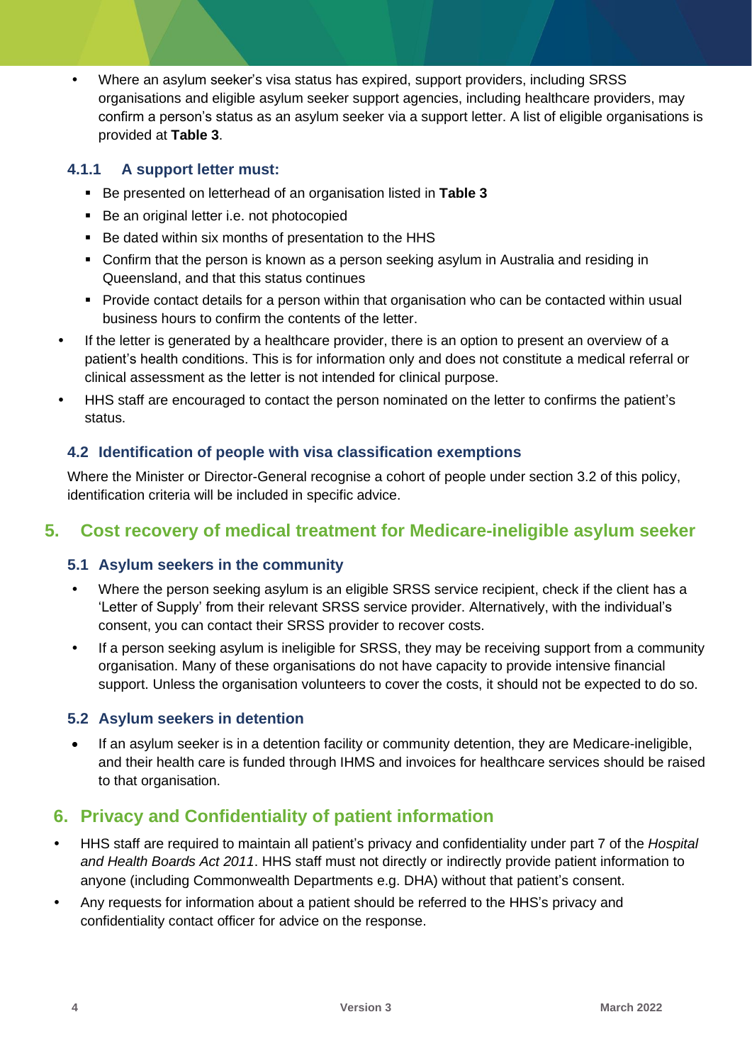- Where an asylum seeker's visa status has expired, support providers, including SRSS organisations and eligible asylum seeker support agencies, including healthcare providers, may confirm a person's status as an asylum seeker via a support letter. A list of eligible organisations is provided at **Table 3**.

#### 4.1.1 A support letter must:

- Be presented on letterhead of an organisation listed in **Table 3**
- Be an original letter i.e. not photocopied
- Be dated within six months of presentation to the HHS
- Confirm that the person is known as a person seeking asylum in Australia and residing in Queensland, and that this status continues
- Provide contact details for a person within that organisation who can be contacted within usual business hours to confirm the contents of the letter.

- If the letter is generated by a healthcare provider, there is an option to present an overview of a patient's health conditions. This is for information only and does not constitute a medical referral or clinical assessment as the letter is not intended for clinical purpose.
- HHS staff are encouraged to contact the person nominated on the letter to confirms the patient's status.

### 4.2 Identification of people with visa classification exemptions

Where the Minister or Director-General recognise a cohort of people under section 3.2 of this policy, identification criteria will be included in specific advice.

## 5. Cost recovery of medical treatment for Medicare-ineligible asylum seeker

### 5.1 Asylum seekers in the community

- Where the person seeking asylum is an eligible SRSS service recipient, check if the client has a 'Letter of Supply' from their relevant SRSS service provider. Alternatively, with the individual's consent, you can contact their SRSS provider to recover costs.
- If a person seeking asylum is ineligible for SRSS, they may be receiving support from a community organisation. Many of these organisations do not have capacity to provide intensive financial support. Unless the organisation volunteers to cover the costs, it should not be expected to do so.

### 5.2 Asylum seekers in detention

- If an asylum seeker is in a detention facility or community detention, they are Medicare-ineligible, and their health care is funded through IHMS and invoices for healthcare services should be raised to that organisation.

## 6. Privacy and Confidentiality of patient information

- HHS staff are required to maintain all patient's privacy and confidentiality under part 7 of the *Hospital and Health Boards Act 2011*. HHS staff must not directly or indirectly provide patient information to anyone (including Commonwealth Departments e.g. DHA) without that patient's consent.
- Any requests for information about a patient should be referred to the HHS's privacy and confidentiality contact officer for advice on the response.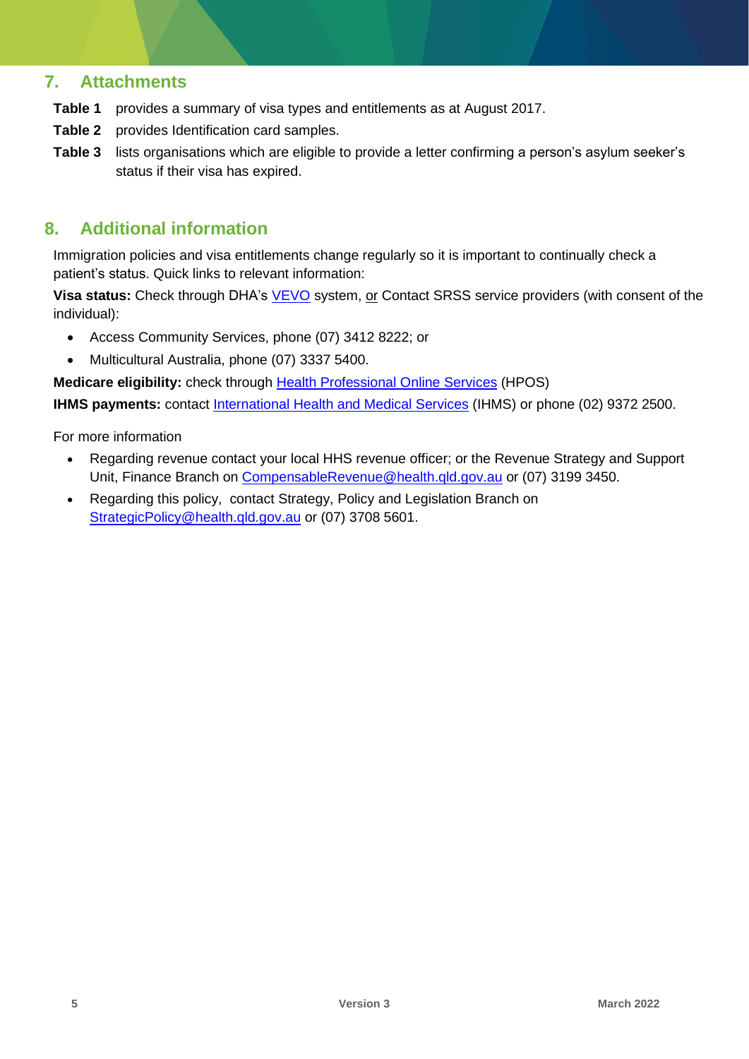## 7. Attachments

**Table 1** provides a summary of visa types and entitlements as at August 2017.

**Table 2** provides Identification card samples.

**Table 3** lists organisations which are eligible to provide a letter confirming a person's asylum seeker's status if their visa has expired.

## 8. Additional information

Immigration policies and visa entitlements change regularly so it is important to continually check a patient's status. Quick links to relevant information:

**Visa status:** Check through DHA's VEVO system, or Contact SRSS service providers (with consent of the individual):

- Access Community Services, phone (07) 3412 8222; or
- Multicultural Australia, phone (07) 3337 5400.

**Medicare eligibility:** check through Health Professional Online Services (HPOS)

**IHMS payments:** contact International Health and Medical Services (IHMS) or phone (02) 9372 2500.

For more information

- Regarding revenue contact your local HHS revenue officer; or the Revenue Strategy and Support Unit, Finance Branch on CompensableRevenue@health.qld.gov.au or (07) 3199 3450.
- Regarding this policy, contact Strategy, Policy and Legislation Branch on StrategicPolicy@health.qld.gov.au or (07) 3708 5601.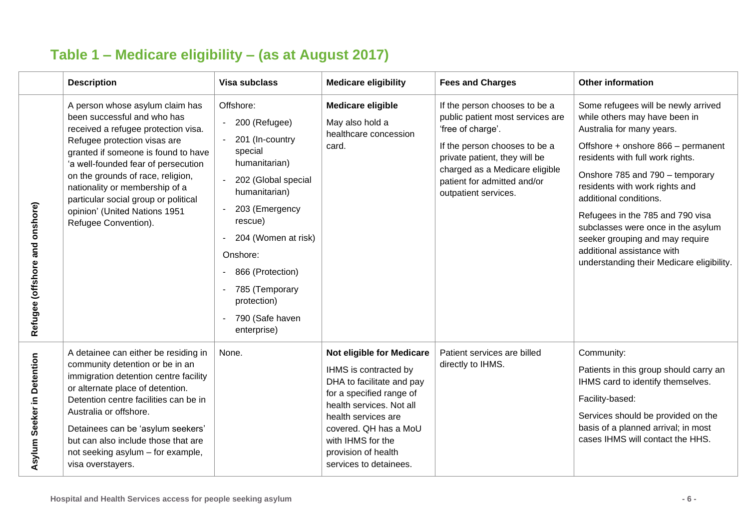## Table 1 – Medicare eligibility – (as at August 2017)

| | Description | Visa subclass | Medicare eligibility | Fees and Charges | Other information |
|---|---|---|---|---|---|
| **Refugee (offshore and onshore)** | A person whose asylum claim has been successful and who has received a refugee protection visa. Refugee protection visas are granted if someone is found to have 'a well-founded fear of persecution on the grounds of race, religion, nationality or membership of a particular social group or political opinion' (United Nations 1951 Refugee Convention). | Offshore:<br>- 200 (Refugee)<br>- 201 (In-country special humanitarian)<br>- 202 (Global special humanitarian)<br>- 203 (Emergency rescue)<br>- 204 (Women at risk)<br>Onshore:<br>- 866 (Protection)<br>- 785 (Temporary protection)<br>- 790 (Safe haven enterprise) | **Medicare eligible**<br>May also hold a healthcare concession card. | If the person chooses to be a public patient most services are 'free of charge'.<br>If the person chooses to be a private patient, they will be charged as a Medicare eligible patient for admitted and/or outpatient services. | Some refugees will be newly arrived while others may have been in Australia for many years.<br>Offshore + onshore 866 – permanent residents with full work rights.<br>Onshore 785 and 790 – temporary residents with work rights and additional conditions.<br>Refugees in the 785 and 790 visa subclasses were once in the asylum seeker grouping and may require additional assistance with understanding their Medicare eligibility. |
| **Asylum Seeker in Detention** | A detainee can either be residing in community detention or be in an immigration detention centre facility or alternate place of detention. Detention centre facilities can be in Australia or offshore.<br>Detainees can be 'asylum seekers' but can also include those that are not seeking asylum – for example, visa overstayers. | None. | **Not eligible for Medicare**<br>IHMS is contracted by DHA to facilitate and pay for a specified range of health services. Not all health services are covered. QH has a MoU with IHMS for the provision of health services to detainees. | Patient services are billed directly to IHMS. | Community:<br>Patients in this group should carry an IHMS card to identify themselves.<br>Facility-based:<br>Services should be provided on the basis of a planned arrival; in most cases IHMS will contact the HHS. |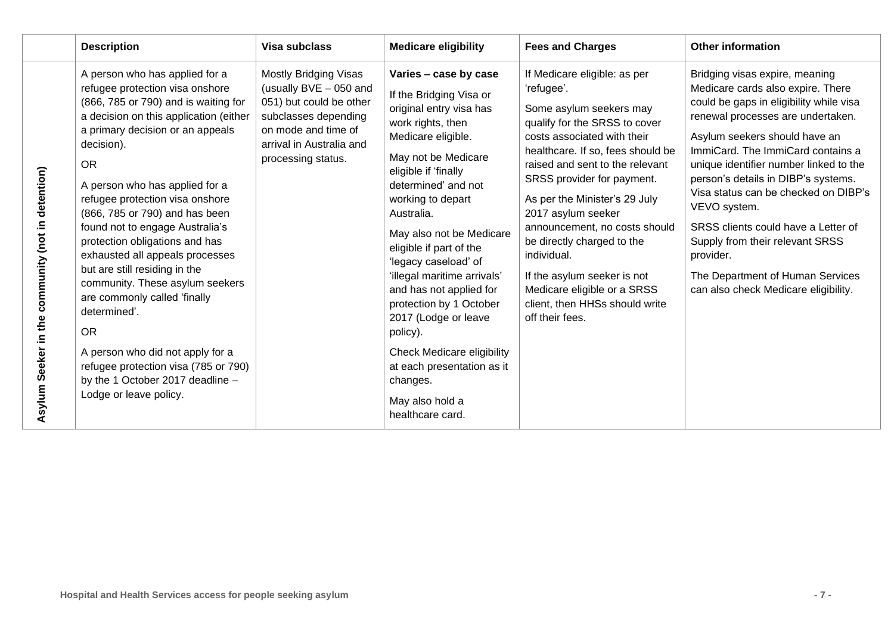| | Description | Visa subclass | Medicare eligibility | Fees and Charges | Other information |
|---|---|---|---|---|---|
| **Asylum Seeker in the community (not in detention)** | A person who has applied for a refugee protection visa onshore (866, 785 or 790) and is waiting for a decision on this application (either a primary decision or an appeals decision).<br><br>OR<br><br>A person who has applied for a refugee protection visa onshore (866, 785 or 790) and has been found not to engage Australia's protection obligations and has exhausted all appeals processes but are still residing in the community. These asylum seekers are commonly called 'finally determined'.<br><br>OR<br><br>A person who did not apply for a refugee protection visa (785 or 790) by the 1 October 2017 deadline – Lodge or leave policy. | Mostly Bridging Visas (usually BVE – 050 and 051) but could be other subclasses depending on mode and time of arrival in Australia and processing status. | **Varies – case by case**<br><br>If the Bridging Visa or original entry visa has work rights, then Medicare eligible.<br><br>May not be Medicare eligible if 'finally determined' and not working to depart Australia.<br><br>May also not be Medicare eligible if part of the 'legacy caseload' of 'illegal maritime arrivals' and has not applied for protection by 1 October 2017 (Lodge or leave policy).<br><br>Check Medicare eligibility at each presentation as it changes.<br><br>May also hold a healthcare card. | If Medicare eligible: as per 'refugee'.<br><br>Some asylum seekers may qualify for the SRSS to cover costs associated with their healthcare. If so, fees should be raised and sent to the relevant SRSS provider for payment.<br><br>As per the Minister's 29 July 2017 asylum seeker announcement, no costs should be directly charged to the individual.<br><br>If the asylum seeker is not Medicare eligible or a SRSS client, then HHSs should write off their fees. | Bridging visas expire, meaning Medicare cards also expire. There could be gaps in eligibility while visa renewal processes are undertaken.<br><br>Asylum seekers should have an ImmiCard. The ImmiCard contains a unique identifier number linked to the person's details in DIBP's systems. Visa status can be checked on DIBP's VEVO system.<br><br>SRSS clients could have a Letter of Supply from their relevant SRSS provider.<br><br>The Department of Human Services can also check Medicare eligibility. |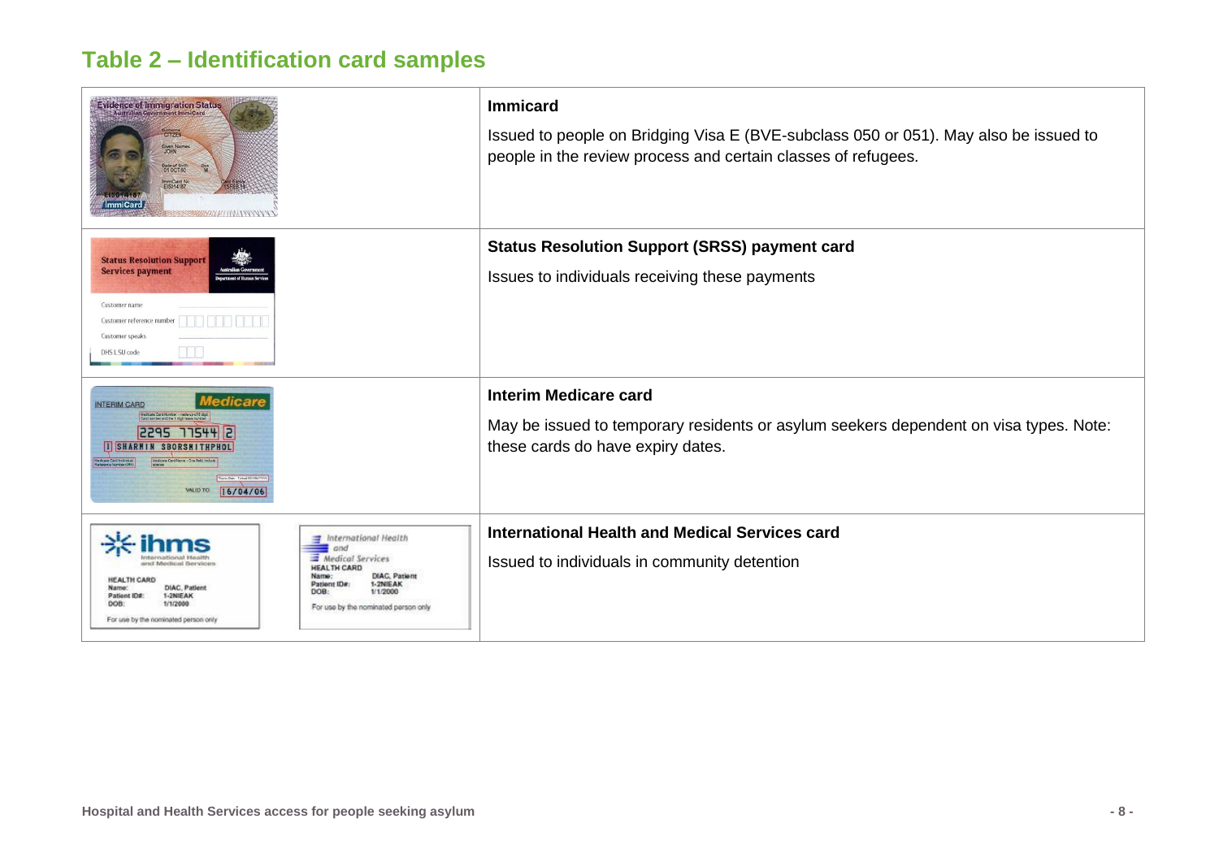## Table 2 – Identification card samples

| | |
|---|---|
| | **Immicard**<br>Issued to people on Bridging Visa E (BVE-subclass 050 or 051). May also be issued to people in the review process and certain classes of refugees. |
| | **Status Resolution Support (SRSS) payment card**<br>Issues to individuals receiving these payments |
| | **Interim Medicare card**<br>May be issued to temporary residents or asylum seekers dependent on visa types. Note: these cards do have expiry dates. |
| | **International Health and Medical Services card**<br>Issued to individuals in community detention |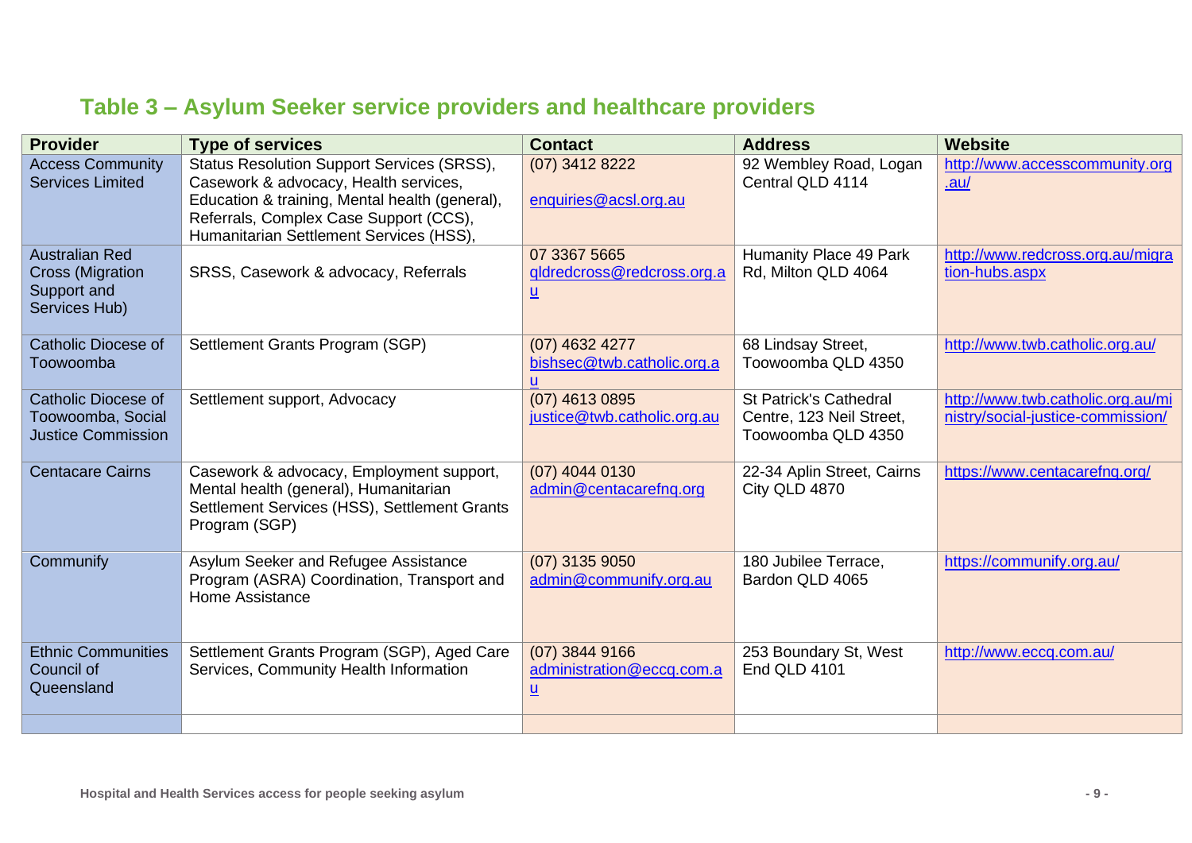## Table 3 – Asylum Seeker service providers and healthcare providers

| Provider | Type of services | Contact | Address | Website |
|---|---|---|---|---|
| Access Community Services Limited | Status Resolution Support Services (SRSS), Casework & advocacy, Health services, Education & training, Mental health (general), Referrals, Complex Case Support (CCS), Humanitarian Settlement Services (HSS), | (07) 3412 8222<br><br>enquiries@acsl.org.au | 92 Wembley Road, Logan Central QLD 4114 | http://www.accesscommunity.org.au/ |
| Australian Red Cross (Migration Support and Services Hub) | SRSS, Casework & advocacy, Referrals | 07 3367 5665<br>qldredcross@redcross.org.au | Humanity Place 49 Park Rd, Milton QLD 4064 | http://www.redcross.org.au/migration-hubs.aspx |
| Catholic Diocese of Toowoomba | Settlement Grants Program (SGP) | (07) 4632 4277<br>bishsec@twb.catholic.org.au | 68 Lindsay Street, Toowoomba QLD 4350 | http://www.twb.catholic.org.au/ |
| Catholic Diocese of Toowoomba, Social Justice Commission | Settlement support, Advocacy | (07) 4613 0895<br>justice@twb.catholic.org.au | St Patrick's Cathedral Centre, 123 Neil Street, Toowoomba QLD 4350 | http://www.twb.catholic.org.au/ministry/social-justice-commission/ |
| Centacare Cairns | Casework & advocacy, Employment support, Mental health (general), Humanitarian Settlement Services (HSS), Settlement Grants Program (SGP) | (07) 4044 0130<br>admin@centacarefnq.org | 22-34 Aplin Street, Cairns City QLD 4870 | https://www.centacarefnq.org/ |
| Communify | Asylum Seeker and Refugee Assistance Program (ASRA) Coordination, Transport and Home Assistance | (07) 3135 9050<br>admin@communify.org.au | 180 Jubilee Terrace, Bardon QLD 4065 | https://communify.org.au/ |
| Ethnic Communities Council of Queensland | Settlement Grants Program (SGP), Aged Care Services, Community Health Information | (07) 3844 9166<br>administration@eccq.com.au | 253 Boundary St, West End QLD 4101 | http://www.eccq.com.au/ |
| | | | | |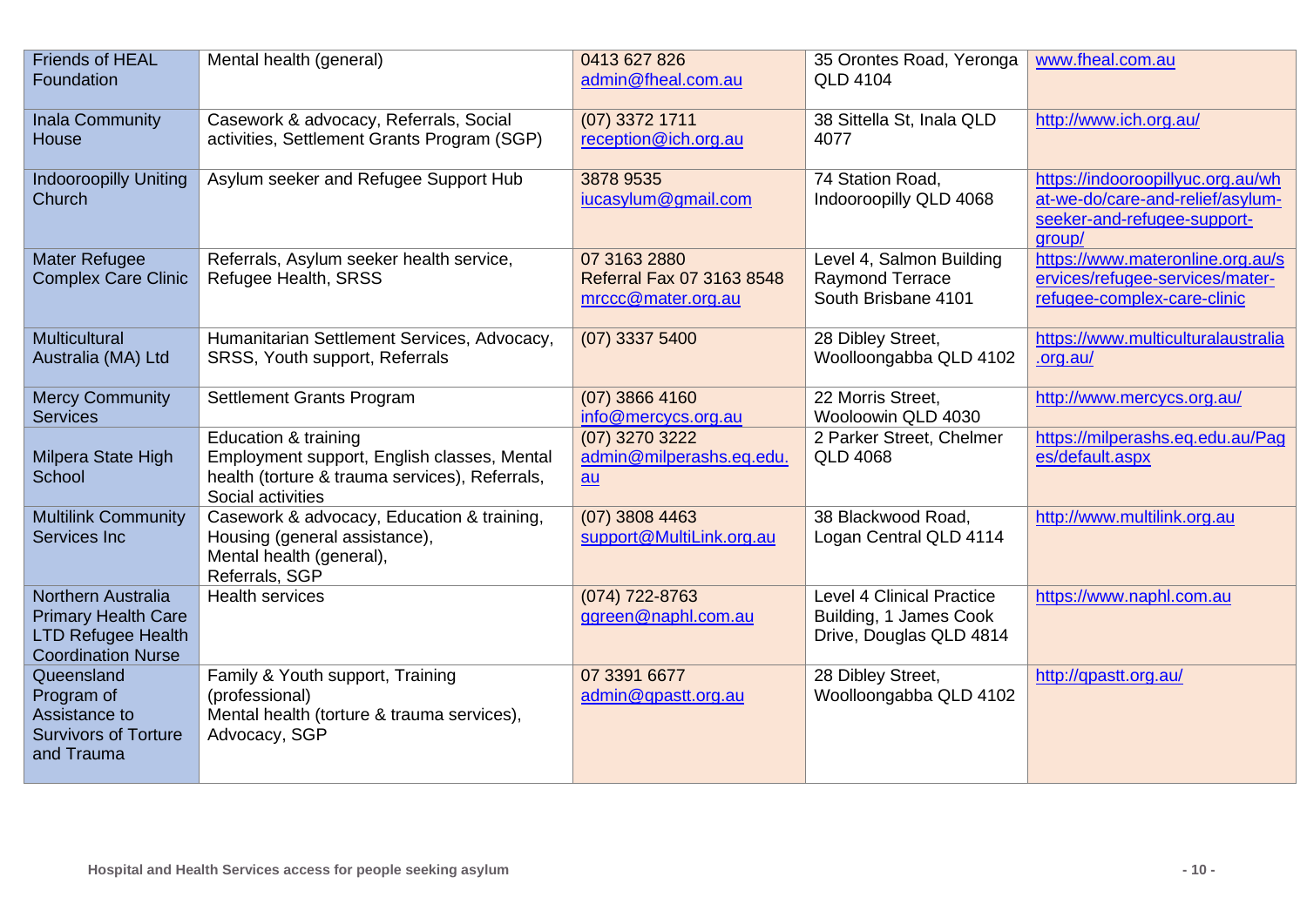| | | | | |
|---|---|---|---|---|
| Friends of HEAL Foundation | Mental health (general) | 0413 627 826<br>admin@fheal.com.au | 35 Orontes Road, Yeronga QLD 4104 | www.fheal.com.au |
| Inala Community House | Casework & advocacy, Referrals, Social activities, Settlement Grants Program (SGP) | (07) 3372 1711<br>reception@ich.org.au | 38 Sittella St, Inala QLD 4077 | http://www.ich.org.au/ |
| Indooroopilly Uniting Church | Asylum seeker and Refugee Support Hub | 3878 9535<br>iucasylum@gmail.com | 74 Station Road, Indooroopilly QLD 4068 | https://indooroopillyuc.org.au/what-we-do/care-and-relief/asylum-seeker-and-refugee-support-group/ |
| Mater Refugee Complex Care Clinic | Referrals, Asylum seeker health service, Refugee Health, SRSS | 07 3163 2880<br>Referral Fax 07 3163 8548<br>mrccc@mater.org.au | Level 4, Salmon Building Raymond Terrace South Brisbane 4101 | https://www.materonline.org.au/services/refugee-services/mater-refugee-complex-care-clinic |
| Multicultural Australia (MA) Ltd | Humanitarian Settlement Services, Advocacy, SRSS, Youth support, Referrals | (07) 3337 5400 | 28 Dibley Street, Woolloongabba QLD 4102 | https://www.multiculturalaustralia.org.au/ |
| Mercy Community Services | Settlement Grants Program | (07) 3866 4160<br>info@mercycs.org.au | 22 Morris Street, Wooloowin QLD 4030 | http://www.mercycs.org.au/ |
| Milpera State High School | Education & training<br>Employment support, English classes, Mental health (torture & trauma services), Referrals, Social activities | (07) 3270 3222<br>admin@milperashs.eq.edu.au | 2 Parker Street, Chelmer QLD 4068 | https://milperashs.eq.edu.au/Pages/default.aspx |
| Multilink Community Services Inc | Casework & advocacy, Education & training, Housing (general assistance),<br>Mental health (general),<br>Referrals, SGP | (07) 3808 4463<br>support@MultiLink.org.au | 38 Blackwood Road, Logan Central QLD 4114 | http://www.multilink.org.au |
| Northern Australia Primary Health Care LTD Refugee Health Coordination Nurse | Health services | (074) 722-8763<br>ggreen@naphl.com.au | Level 4 Clinical Practice Building, 1 James Cook Drive, Douglas QLD 4814 | https://www.naphl.com.au |
| Queensland Program of Assistance to Survivors of Torture and Trauma | Family & Youth support, Training (professional)<br>Mental health (torture & trauma services), Advocacy, SGP | 07 3391 6677<br>admin@qpastt.org.au | 28 Dibley Street, Woolloongabba QLD 4102 | http://qpastt.org.au/ |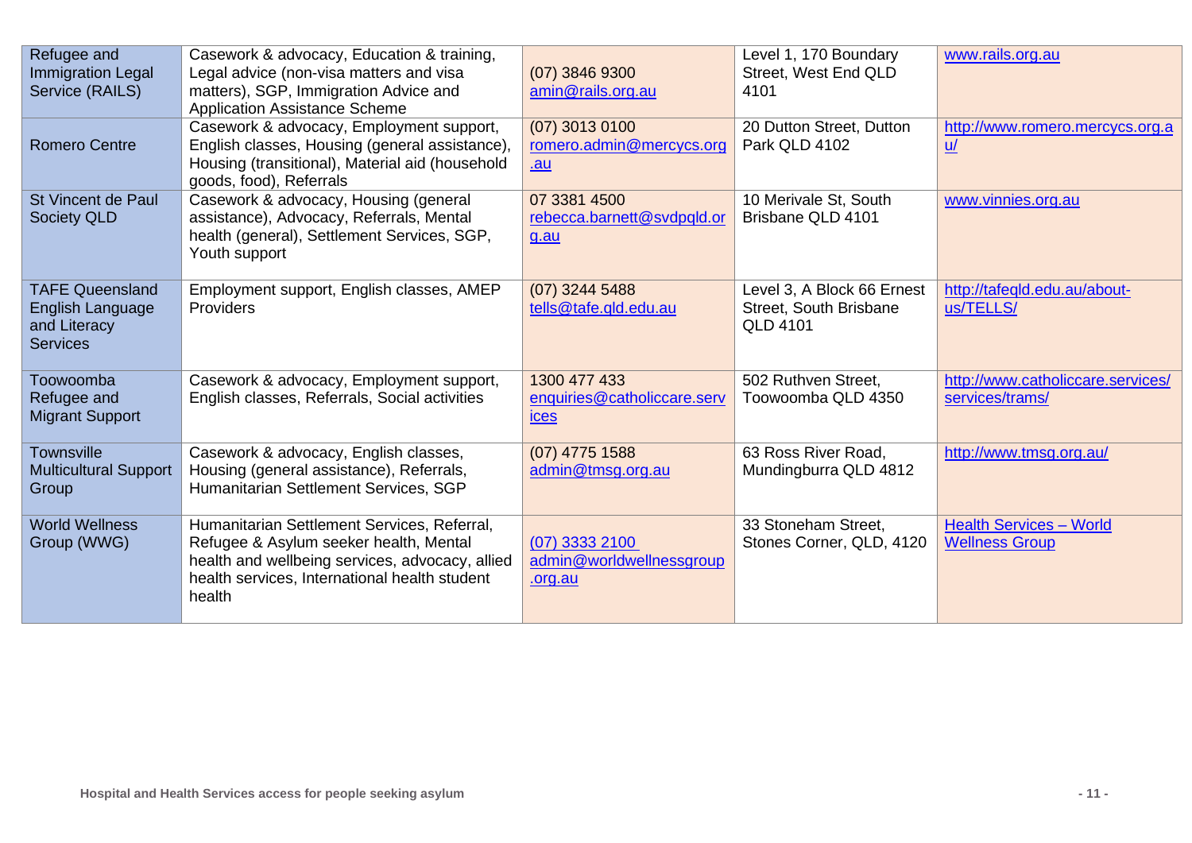| | | | | |
|---|---|---|---|---|
| Refugee and Immigration Legal Service (RAILS) | Casework & advocacy, Education & training, Legal advice (non-visa matters and visa matters), SGP, Immigration Advice and Application Assistance Scheme | (07) 3846 9300<br>amin@rails.org.au | Level 1, 170 Boundary Street, West End QLD 4101 | www.rails.org.au |
| Romero Centre | Casework & advocacy, Employment support, English classes, Housing (general assistance), Housing (transitional), Material aid (household goods, food), Referrals | (07) 3013 0100<br>romero.admin@mercycs.org.au | 20 Dutton Street, Dutton Park QLD 4102 | http://www.romero.mercycs.org.au/ |
| St Vincent de Paul Society QLD | Casework & advocacy, Housing (general assistance), Advocacy, Referrals, Mental health (general), Settlement Services, SGP, Youth support | 07 3381 4500<br>rebecca.barnett@svdpqld.org.au | 10 Merivale St, South Brisbane QLD 4101 | www.vinnies.org.au |
| TAFE Queensland English Language and Literacy Services | Employment support, English classes, AMEP Providers | (07) 3244 5488<br>tells@tafe.qld.edu.au | Level 3, A Block 66 Ernest Street, South Brisbane QLD 4101 | http://tafeqld.edu.au/about-us/TELLS/ |
| Toowoomba Refugee and Migrant Support | Casework & advocacy, Employment support, English classes, Referrals, Social activities | 1300 477 433<br>enquiries@catholiccare.services | 502 Ruthven Street, Toowoomba QLD 4350 | http://www.catholiccare.services/services/trams/ |
| Townsville Multicultural Support Group | Casework & advocacy, English classes, Housing (general assistance), Referrals, Humanitarian Settlement Services, SGP | (07) 4775 1588<br>admin@tmsg.org.au | 63 Ross River Road, Mundingburra QLD 4812 | http://www.tmsg.org.au/ |
| World Wellness Group (WWG) | Humanitarian Settlement Services, Referral, Refugee & Asylum seeker health, Mental health and wellbeing services, advocacy, allied health services, International health student health | (07) 3333 2100<br>admin@worldwellnessgroup.org.au | 33 Stoneham Street, Stones Corner, QLD, 4120 | Health Services – World Wellness Group |